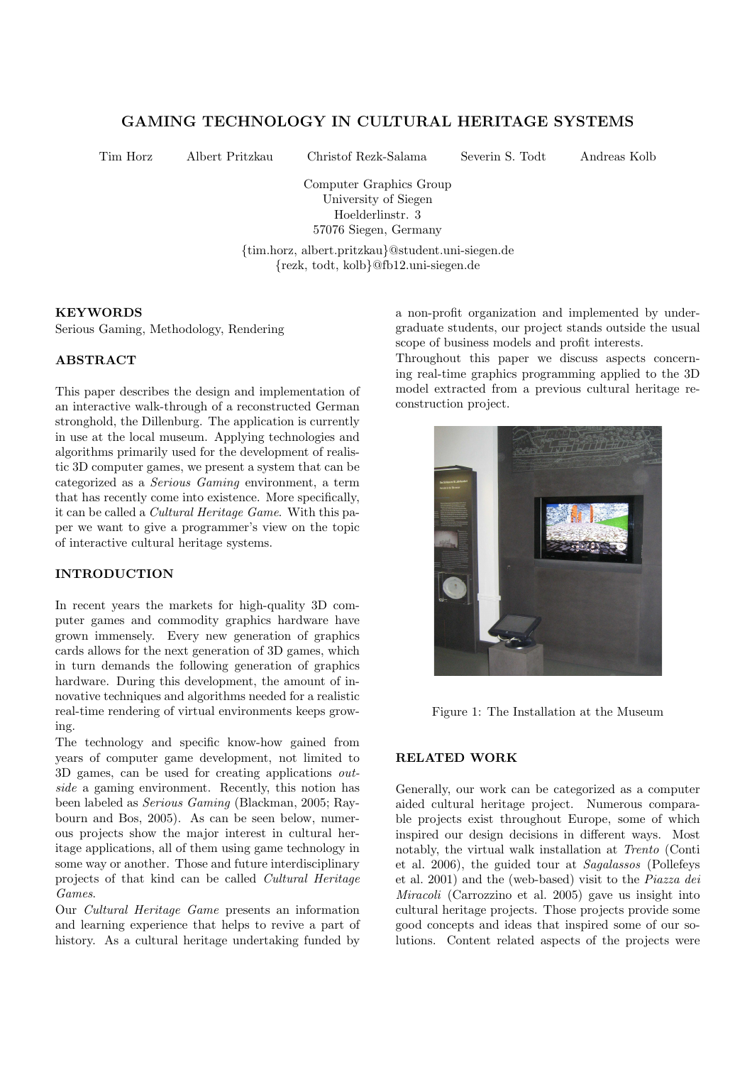# GAMING TECHNOLOGY IN CULTURAL HERITAGE SYSTEMS

Tim Horz   Albert Pritzkau   Christof Rezk-Salama   Severin S. Todt   Andreas Kolb

Computer Graphics Group
University of Siegen
Hoelderlinstr. 3
57076 Siegen, Germany

{tim.horz, albert.pritzkau}@student.uni-siegen.de
{rezk, todt, kolb}@fb12.uni-siegen.de

## KEYWORDS

Serious Gaming, Methodology, Rendering

## ABSTRACT

This paper describes the design and implementation of an interactive walk-through of a reconstructed German stronghold, the Dillenburg. The application is currently in use at the local museum. Applying technologies and algorithms primarily used for the development of realistic 3D computer games, we present a system that can be categorized as a *Serious Gaming* environment, a term that has recently come into existence. More specifically, it can be called a *Cultural Heritage Game*. With this paper we want to give a programmer's view on the topic of interactive cultural heritage systems.

## INTRODUCTION

In recent years the markets for high-quality 3D computer games and commodity graphics hardware have grown immensely. Every new generation of graphics cards allows for the next generation of 3D games, which in turn demands the following generation of graphics hardware. During this development, the amount of innovative techniques and algorithms needed for a realistic real-time rendering of virtual environments keeps growing.

The technology and specific know-how gained from years of computer game development, not limited to 3D games, can be used for creating applications *outside* a gaming environment. Recently, this notion has been labeled as *Serious Gaming* (Blackman, 2005; Raybourn and Bos, 2005). As can be seen below, numerous projects show the major interest in cultural heritage applications, all of them using game technology in some way or another. Those and future interdisciplinary projects of that kind can be called *Cultural Heritage Games*.

Our *Cultural Heritage Game* presents an information and learning experience that helps to revive a part of history. As a cultural heritage undertaking funded by a non-profit organization and implemented by undergraduate students, our project stands outside the usual scope of business models and profit interests.

Throughout this paper we discuss aspects concerning real-time graphics programming applied to the 3D model extracted from a previous cultural heritage reconstruction project.

Figure 1: The Installation at the Museum

## RELATED WORK

Generally, our work can be categorized as a computer aided cultural heritage project. Numerous comparable projects exist throughout Europe, some of which inspired our design decisions in different ways. Most notably, the virtual walk installation at *Trento* (Conti et al. 2006), the guided tour at *Sagalassos* (Pollefeys et al. 2001) and the (web-based) visit to the *Piazza dei Miracoli* (Carrozzino et al. 2005) gave us insight into cultural heritage projects. Those projects provide some good concepts and ideas that inspired some of our solutions. Content related aspects of the projects were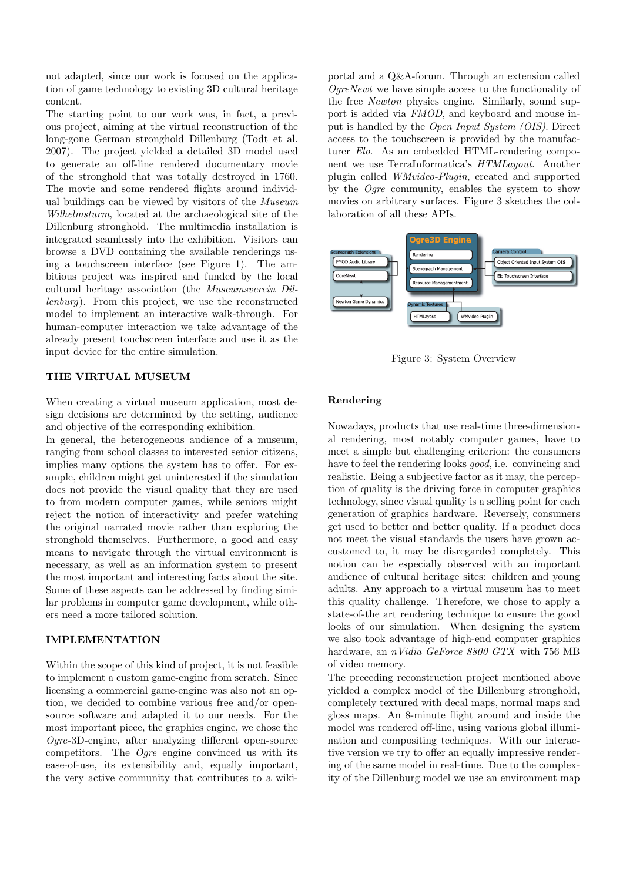not adapted, since our work is focused on the application of game technology to existing 3D cultural heritage content.

The starting point to our work was, in fact, a previous project, aiming at the virtual reconstruction of the long-gone German stronghold Dillenburg (Todt et al. 2007). The project yielded a detailed 3D model used to generate an off-line rendered documentary movie of the stronghold that was totally destroyed in 1760. The movie and some rendered flights around individual buildings can be viewed by visitors of the *Museum Wilhelmsturm*, located at the archaeological site of the Dillenburg stronghold. The multimedia installation is integrated seamlessly into the exhibition. Visitors can browse a DVD containing the available renderings using a touchscreen interface (see Figure 1). The ambitious project was inspired and funded by the local cultural heritage association (the *Museumsverein Dillenburg*). From this project, we use the reconstructed model to implement an interactive walk-through. For human-computer interaction we take advantage of the already present touchscreen interface and use it as the input device for the entire simulation.

## THE VIRTUAL MUSEUM

When creating a virtual museum application, most design decisions are determined by the setting, audience and objective of the corresponding exhibition.

In general, the heterogeneous audience of a museum, ranging from school classes to interested senior citizens, implies many options the system has to offer. For example, children might get uninterested if the simulation does not provide the visual quality that they are used to from modern computer games, while seniors might reject the notion of interactivity and prefer watching the original narrated movie rather than exploring the stronghold themselves. Furthermore, a good and easy means to navigate through the virtual environment is necessary, as well as an information system to present the most important and interesting facts about the site. Some of these aspects can be addressed by finding similar problems in computer game development, while others need a more tailored solution.

## IMPLEMENTATION

Within the scope of this kind of project, it is not feasible to implement a custom game-engine from scratch. Since licensing a commercial game-engine was also not an option, we decided to combine various free and/or open-source software and adapted it to our needs. For the most important piece, the graphics engine, we chose the *Ogre*-3D-engine, after analyzing different open-source competitors. The *Ogre* engine convinced us with its ease-of-use, its extensibility and, equally important, the very active community that contributes to a wiki-portal and a Q&A-forum. Through an extension called *OgreNewt* we have simple access to the functionality of the free *Newton* physics engine. Similarly, sound support is added via *FMOD*, and keyboard and mouse input is handled by the *Open Input System (OIS)*. Direct access to the touchscreen is provided by the manufacturer *Elo*. As an embedded HTML-rendering component we use TerraInformatica's *HTMLayout*. Another plugin called *WMvideo-Plugin*, created and supported by the *Ogre* community, enables the system to show movies on arbitrary surfaces. Figure 3 sketches the collaboration of all these APIs.

Figure 3: System Overview

### Rendering

Nowadays, products that use real-time three-dimensional rendering, most notably computer games, have to meet a simple but challenging criterion: the consumers have to feel the rendering looks *good*, i.e. convincing and realistic. Being a subjective factor as it may, the perception of quality is the driving force in computer graphics technology, since visual quality is a selling point for each generation of graphics hardware. Reversely, consumers get used to better and better quality. If a product does not meet the visual standards the users have grown accustomed to, it may be disregarded completely. This notion can be especially observed with an important audience of cultural heritage sites: children and young adults. Any approach to a virtual museum has to meet this quality challenge. Therefore, we chose to apply a state-of-the art rendering technique to ensure the good looks of our simulation. When designing the system we also took advantage of high-end computer graphics hardware, an *nVidia GeForce 8800 GTX* with 756 MB of video memory.

The preceding reconstruction project mentioned above yielded a complex model of the Dillenburg stronghold, completely textured with decal maps, normal maps and gloss maps. An 8-minute flight around and inside the model was rendered off-line, using various global illumination and compositing techniques. With our interactive version we try to offer an equally impressive rendering of the same model in real-time. Due to the complexity of the Dillenburg model we use an environment map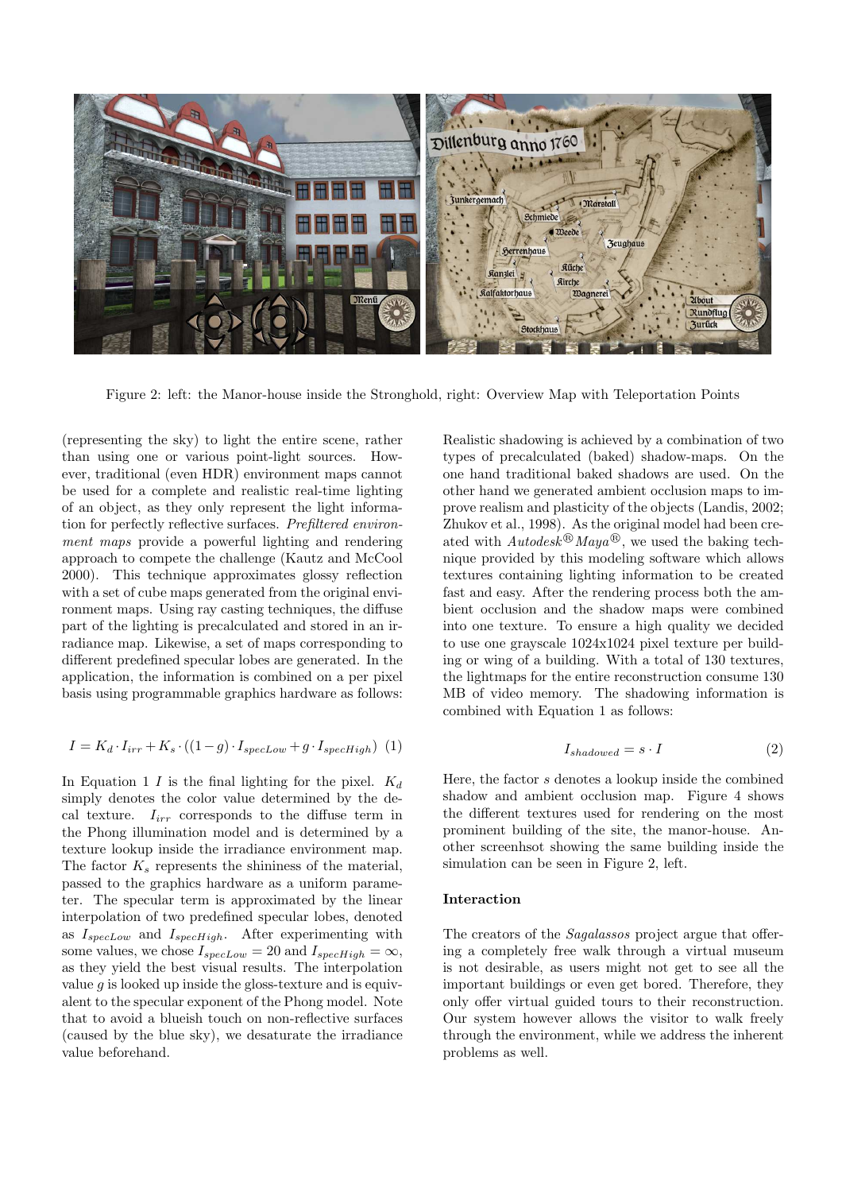Figure 2: left: the Manor-house inside the Stronghold, right: Overview Map with Teleportation Points

(representing the sky) to light the entire scene, rather than using one or various point-light sources. However, traditional (even HDR) environment maps cannot be used for a complete and realistic real-time lighting of an object, as they only represent the light information for perfectly reflective surfaces. *Prefiltered environment maps* provide a powerful lighting and rendering approach to compete the challenge (Kautz and McCool 2000). This technique approximates glossy reflection with a set of cube maps generated from the original environment maps. Using ray casting techniques, the diffuse part of the lighting is precalculated and stored in an irradiance map. Likewise, a set of maps corresponding to different predefined specular lobes are generated. In the application, the information is combined on a per pixel basis using programmable graphics hardware as follows:

$$I = K_d \cdot I_{irr} + K_s \cdot ((1-g) \cdot I_{specLow} + g \cdot I_{specHigh}) \quad (1)$$

In Equation 1 $I$ is the final lighting for the pixel. $K_d$ simply denotes the color value determined by the decal texture. $I_{irr}$ corresponds to the diffuse term in the Phong illumination model and is determined by a texture lookup inside the irradiance environment map. The factor $K_s$ represents the shininess of the material, passed to the graphics hardware as a uniform parameter. The specular term is approximated by the linear interpolation of two predefined specular lobes, denoted as $I_{specLow}$ and $I_{specHigh}$. After experimenting with some values, we chose $I_{specLow} = 20$ and $I_{specHigh} = \infty$, as they yield the best visual results. The interpolation value $g$ is looked up inside the gloss-texture and is equivalent to the specular exponent of the Phong model. Note that to avoid a blueish touch on non-reflective surfaces (caused by the blue sky), we desaturate the irradiance value beforehand.

Realistic shadowing is achieved by a combination of two types of precalculated (baked) shadow-maps. On the one hand traditional baked shadows are used. On the other hand we generated ambient occlusion maps to improve realism and plasticity of the objects (Landis, 2002; Zhukov et al., 1998). As the original model had been created with *Autodesk® Maya®*, we used the baking technique provided by this modeling software which allows textures containing lighting information to be created fast and easy. After the rendering process both the ambient occlusion and the shadow maps were combined into one texture. To ensure a high quality we decided to use one grayscale 1024x1024 pixel texture per building or wing of a building. With a total of 130 textures, the lightmaps for the entire reconstruction consume 130 MB of video memory. The shadowing information is combined with Equation 1 as follows:

$$I_{shadowed} = s \cdot I \quad (2)$$

Here, the factor $s$ denotes a lookup inside the combined shadow and ambient occlusion map. Figure 4 shows the different textures used for rendering on the most prominent building of the site, the manor-house. Another screenhsot showing the same building inside the simulation can be seen in Figure 2, left.

### Interaction

The creators of the *Sagalassos* project argue that offering a completely free walk through a virtual museum is not desirable, as users might not get to see all the important buildings or even get bored. Therefore, they only offer virtual guided tours to their reconstruction. Our system however allows the visitor to walk freely through the environment, while we address the inherent problems as well.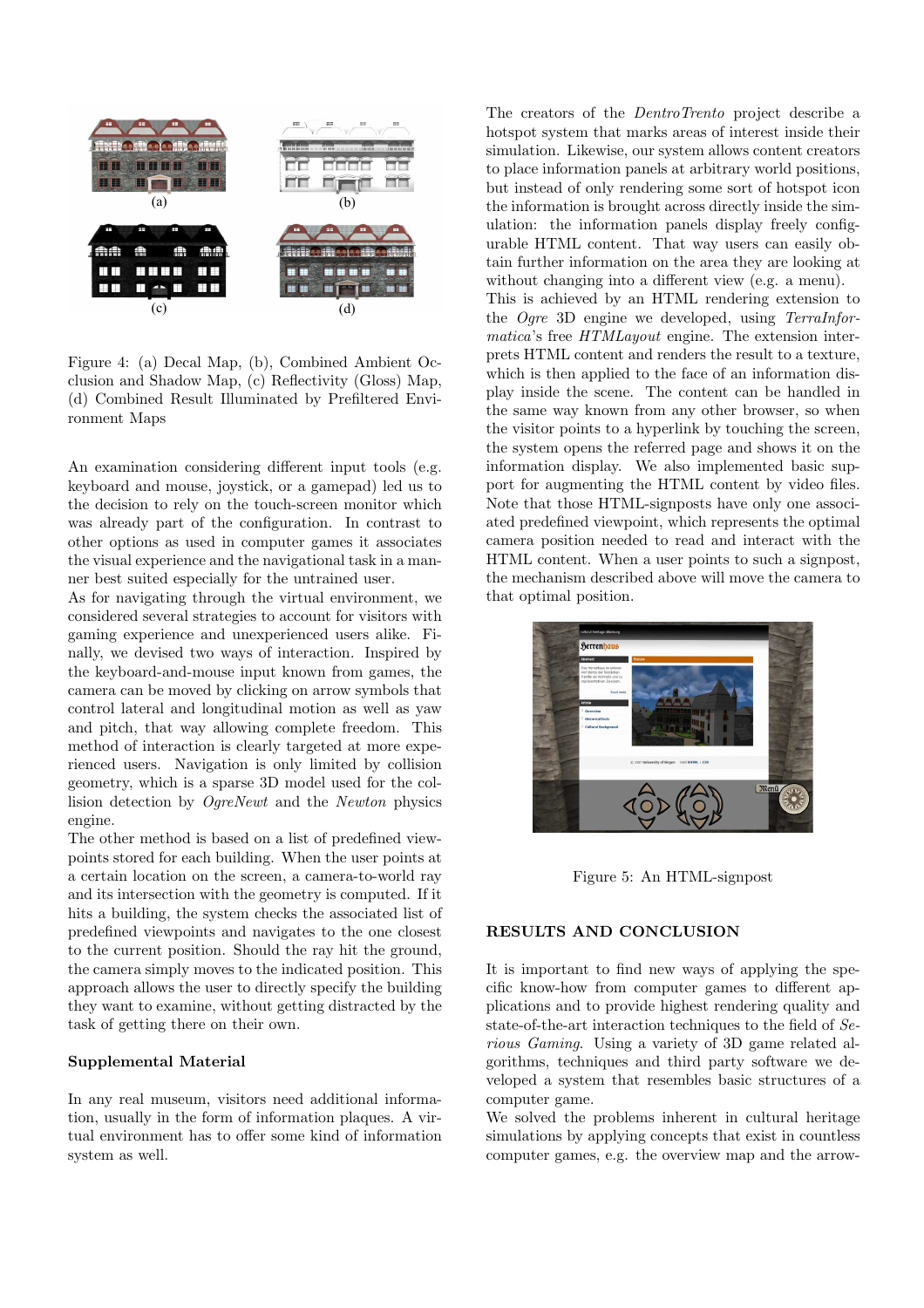Figure 4: (a) Decal Map, (b), Combined Ambient Occlusion and Shadow Map, (c) Reflectivity (Gloss) Map, (d) Combined Result Illuminated by Prefiltered Environment Maps

An examination considering different input tools (e.g. keyboard and mouse, joystick, or a gamepad) led us to the decision to rely on the touch-screen monitor which was already part of the configuration. In contrast to other options as used in computer games it associates the visual experience and the navigational task in a manner best suited especially for the untrained user.

As for navigating through the virtual environment, we considered several strategies to account for visitors with gaming experience and unexperienced users alike. Finally, we devised two ways of interaction. Inspired by the keyboard-and-mouse input known from games, the camera can be moved by clicking on arrow symbols that control lateral and longitudinal motion as well as yaw and pitch, that way allowing complete freedom. This method of interaction is clearly targeted at more experienced users. Navigation is only limited by collision geometry, which is a sparse 3D model used for the collision detection by *OgreNewt* and the *Newton* physics engine.

The other method is based on a list of predefined viewpoints stored for each building. When the user points at a certain location on the screen, a camera-to-world ray and its intersection with the geometry is computed. If it hits a building, the system checks the associated list of predefined viewpoints and navigates to the one closest to the current position. Should the ray hit the ground, the camera simply moves to the indicated position. This approach allows the user to directly specify the building they want to examine, without getting distracted by the task of getting there on their own.

### Supplemental Material

In any real museum, visitors need additional information, usually in the form of information plaques. A virtual environment has to offer some kind of information system as well.

The creators of the *DentroTrento* project describe a hotspot system that marks areas of interest inside their simulation. Likewise, our system allows content creators to place information panels at arbitrary world positions, but instead of only rendering some sort of hotspot icon the information is brought across directly inside the simulation: the information panels display freely configurable HTML content. That way users can easily obtain further information on the area they are looking at without changing into a different view (e.g. a menu).

This is achieved by an HTML rendering extension to the *Ogre* 3D engine we developed, using *TerraInformatica*'s free *HTMLayout* engine. The extension interprets HTML content and renders the result to a texture, which is then applied to the face of an information display inside the scene. The content can be handled in the same way known from any other browser, so when the visitor points to a hyperlink by touching the screen, the system opens the referred page and shows it on the information display. We also implemented basic support for augmenting the HTML content by video files. Note that those HTML-signposts have only one associated predefined viewpoint, which represents the optimal camera position needed to read and interact with the HTML content. When a user points to such a signpost, the mechanism described above will move the camera to that optimal position.

Figure 5: An HTML-signpost

## RESULTS AND CONCLUSION

It is important to find new ways of applying the specific know-how from computer games to different applications and to provide highest rendering quality and state-of-the-art interaction techniques to the field of *Serious Gaming*. Using a variety of 3D game related algorithms, techniques and third party software we developed a system that resembles basic structures of a computer game.

We solved the problems inherent in cultural heritage simulations by applying concepts that exist in countless computer games, e.g. the overview map and the arrow-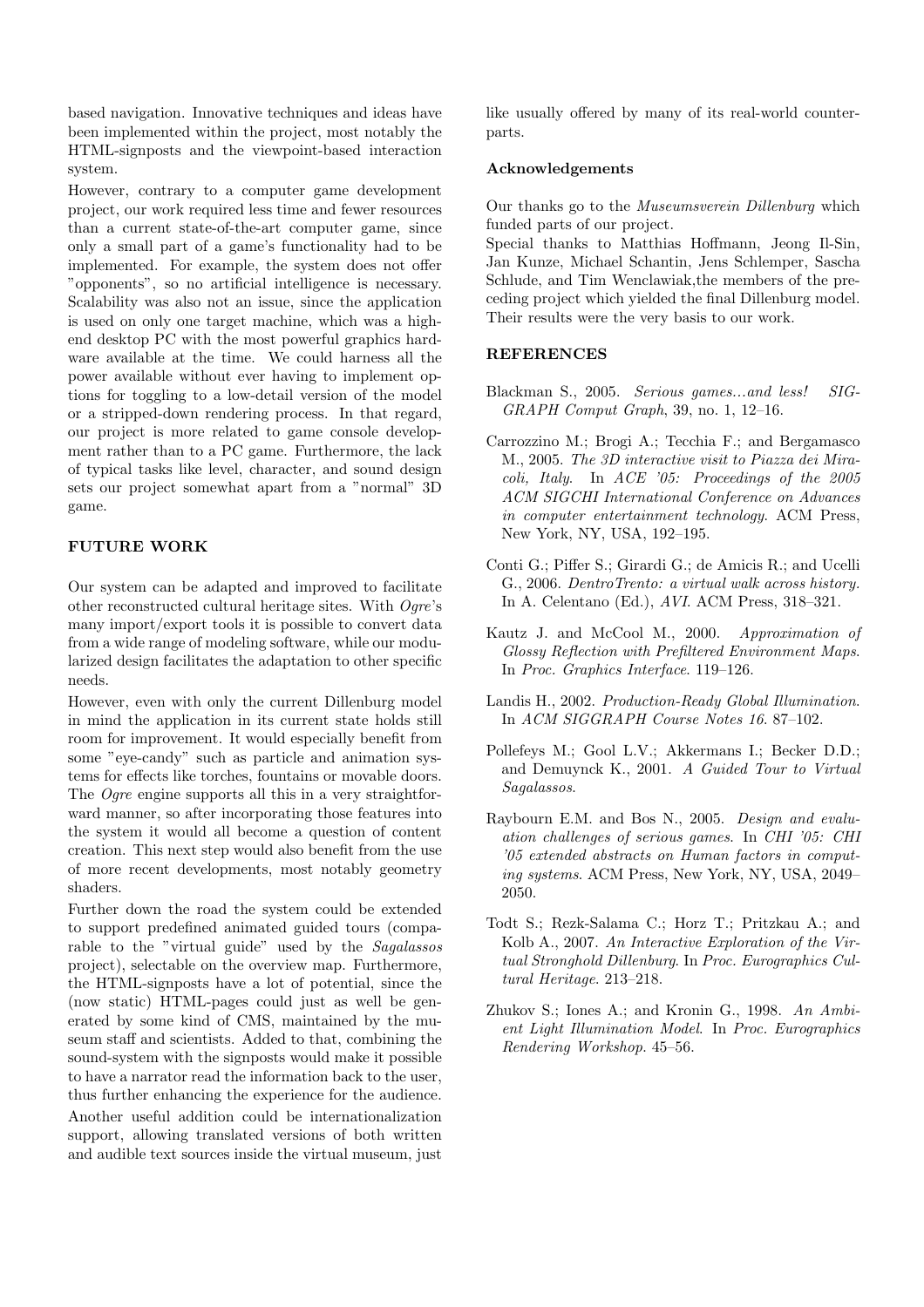based navigation. Innovative techniques and ideas have been implemented within the project, most notably the HTML-signposts and the viewpoint-based interaction system.

However, contrary to a computer game development project, our work required less time and fewer resources than a current state-of-the-art computer game, since only a small part of a game's functionality had to be implemented. For example, the system does not offer "opponents", so no artificial intelligence is necessary. Scalability was also not an issue, since the application is used on only one target machine, which was a high-end desktop PC with the most powerful graphics hardware available at the time. We could harness all the power available without ever having to implement options for toggling to a low-detail version of the model or a stripped-down rendering process. In that regard, our project is more related to game console development rather than to a PC game. Furthermore, the lack of typical tasks like level, character, and sound design sets our project somewhat apart from a "normal" 3D game.

## FUTURE WORK

Our system can be adapted and improved to facilitate other reconstructed cultural heritage sites. With *Ogre*'s many import/export tools it is possible to convert data from a wide range of modeling software, while our modularized design facilitates the adaptation to other specific needs.

However, even with only the current Dillenburg model in mind the application in its current state holds still room for improvement. It would especially benefit from some "eye-candy" such as particle and animation systems for effects like torches, fountains or movable doors. The *Ogre* engine supports all this in a very straightforward manner, so after incorporating those features into the system it would all become a question of content creation. This next step would also benefit from the use of more recent developments, most notably geometry shaders.

Further down the road the system could be extended to support predefined animated guided tours (comparable to the "virtual guide" used by the *Sagalassos* project), selectable on the overview map. Furthermore, the HTML-signposts have a lot of potential, since the (now static) HTML-pages could just as well be generated by some kind of CMS, maintained by the museum staff and scientists. Added to that, combining the sound-system with the signposts would make it possible to have a narrator read the information back to the user, thus further enhancing the experience for the audience.

Another useful addition could be internationalization support, allowing translated versions of both written and audible text sources inside the virtual museum, just like usually offered by many of its real-world counterparts.

### Acknowledgements

Our thanks go to the *Museumsverein Dillenburg* which funded parts of our project.

Special thanks to Matthias Hoffmann, Jeong Il-Sin, Jan Kunze, Michael Schantin, Jens Schlemper, Sascha Schlude, and Tim Wenclawiak,the members of the preceding project which yielded the final Dillenburg model. Their results were the very basis to our work.

## REFERENCES

Blackman S., 2005. *Serious games...and less! SIGGRAPH Comput Graph*, 39, no. 1, 12–16.

Carrozzino M.; Brogi A.; Tecchia F.; and Bergamasco M., 2005. *The 3D interactive visit to Piazza dei Miracoli, Italy*. In *ACE '05: Proceedings of the 2005 ACM SIGCHI International Conference on Advances in computer entertainment technology*. ACM Press, New York, NY, USA, 192–195.

Conti G.; Piffer S.; Girardi G.; de Amicis R.; and Ucelli G., 2006. *DentroTrento: a virtual walk across history.* In A. Celentano (Ed.), *AVI*. ACM Press, 318–321.

Kautz J. and McCool M., 2000. *Approximation of Glossy Reflection with Prefiltered Environment Maps*. In *Proc. Graphics Interface*. 119–126.

Landis H., 2002. *Production-Ready Global Illumination*. In *ACM SIGGRAPH Course Notes 16*. 87–102.

Pollefeys M.; Gool L.V.; Akkermans I.; Becker D.D.; and Demuynck K., 2001. *A Guided Tour to Virtual Sagalassos*.

Raybourn E.M. and Bos N., 2005. *Design and evaluation challenges of serious games*. In *CHI '05: CHI '05 extended abstracts on Human factors in computing systems*. ACM Press, New York, NY, USA, 2049–2050.

Todt S.; Rezk-Salama C.; Horz T.; Pritzkau A.; and Kolb A., 2007. *An Interactive Exploration of the Virtual Stronghold Dillenburg*. In *Proc. Eurographics Cultural Heritage*. 213–218.

Zhukov S.; Iones A.; and Kronin G., 1998. *An Ambient Light Illumination Model*. In *Proc. Eurographics Rendering Workshop*. 45–56.